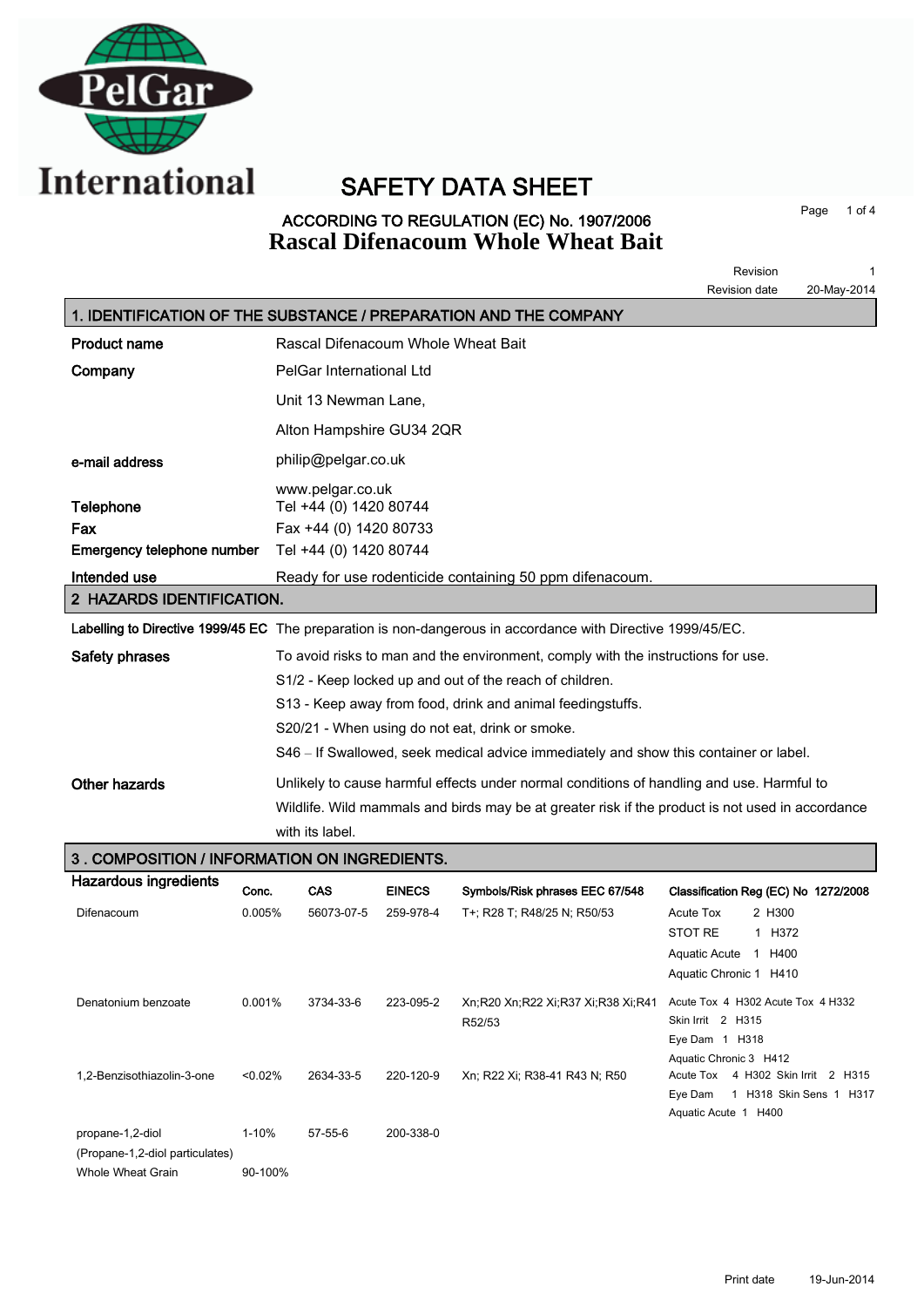# SAFETY DATA SHEET

ACCORDING TO REGULATION (EC) No. 1907/2006

## Rascal Difenacoum Whole Wheat Bait

Revision 1

Revision date 20-May-2014

## 1. IDENTIFICATION OF THE SUBSTANCE / PREPARATION AND THE COMPANY

| | |
|---|---|
| **Product name** | Rascal Difenacoum Whole Wheat Bait |
| **Company** | PelGar International Ltd |
| | Unit 13 Newman Lane, |
| | Alton Hampshire GU34 2QR |
| **e-mail address** | philip@pelgar.co.uk |
| | www.pelgar.co.uk |
| **Telephone** | Tel +44 (0) 1420 80744 |
| **Fax** | Fax +44 (0) 1420 80733 |
| **Emergency telephone number** | Tel +44 (0) 1420 80744 |
| **Intended use** | Ready for use rodenticide containing 50 ppm difenacoum. |

## 2 HAZARDS IDENTIFICATION.

| | |
|---|---|
| **Labelling to Directive 1999/45 EC** | The preparation is non-dangerous in accordance with Directive 1999/45/EC. |
| **Safety phrases** | To avoid risks to man and the environment, comply with the instructions for use. |
| | S1/2 - Keep locked up and out of the reach of children. |
| | S13 - Keep away from food, drink and animal feedingstuffs. |
| | S20/21 - When using do not eat, drink or smoke. |
| | S46 – If Swallowed, seek medical advice immediately and show this container or label. |
| **Other hazards** | Unlikely to cause harmful effects under normal conditions of handling and use. Harmful to Wildlife. Wild mammals and birds may be at greater risk if the product is not used in accordance with its label. |

## 3 . COMPOSITION / INFORMATION ON INGREDIENTS.

| Hazardous ingredients | Conc. | CAS | EINECS | Symbols/Risk phrases EEC 67/548 | Classification Reg (EC) No 1272/2008 |
|---|---|---|---|---|---|
| Difenacoum | 0.005% | 56073-07-5 | 259-978-4 | T+; R28 T; R48/25 N; R50/53 | Acute Tox 2 H300<br>STOT RE 1 H372<br>Aquatic Acute 1 H400<br>Aquatic Chronic 1 H410 |
| Denatonium benzoate | 0.001% | 3734-33-6 | 223-095-2 | Xn;R20 Xn;R22 Xi;R37 Xi;R38 Xi;R41 R52/53 | Acute Tox 4 H302 Acute Tox 4 H332<br>Skin Irrit 2 H315<br>Eye Dam 1 H318<br>Aquatic Chronic 3 H412 |
| 1,2-Benzisothiazolin-3-one | <0.02% | 2634-33-5 | 220-120-9 | Xn; R22 Xi; R38-41 R43 N; R50 | Acute Tox 4 H302 Skin Irrit 2 H315<br>Eye Dam 1 H318 Skin Sens 1 H317<br>Aquatic Acute 1 H400 |
| propane-1,2-diol (Propane-1,2-diol particulates) | 1-10% | 57-55-6 | 200-338-0 | | |
| Whole Wheat Grain | 90-100% | | | | |

Print date 19-Jun-2014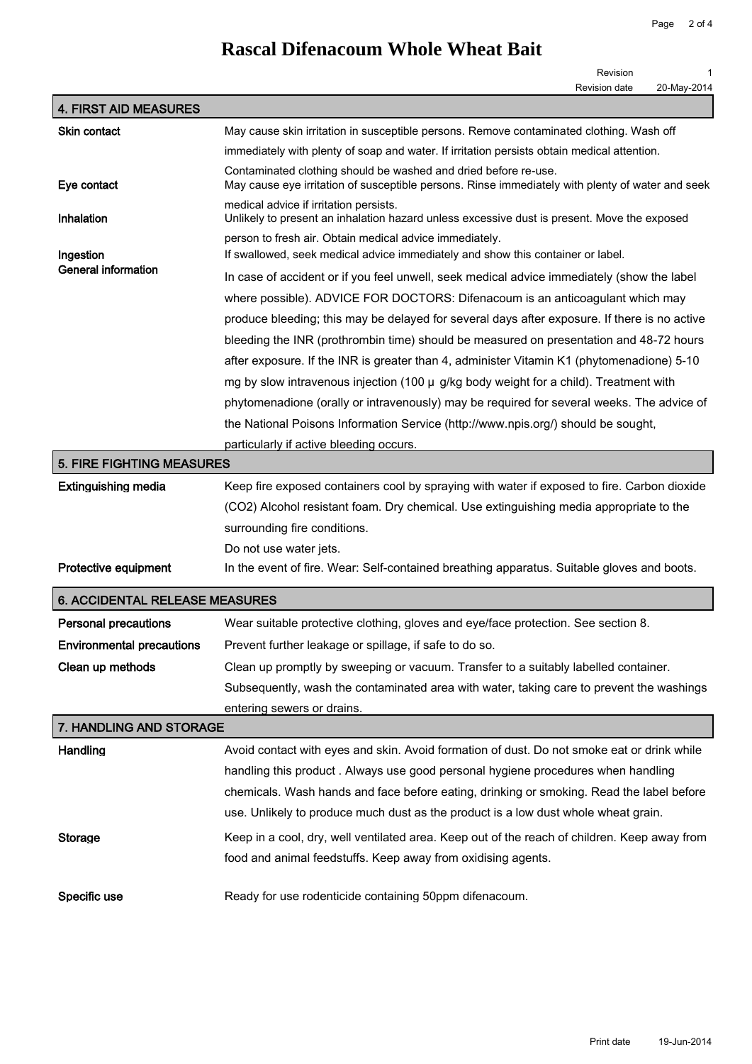# Rascal Difenacoum Whole Wheat Bait

Revision 1
Revision date 20-May-2014

## 4. FIRST AID MEASURES

**Skin contact**
May cause skin irritation in susceptible persons. Remove contaminated clothing. Wash off immediately with plenty of soap and water. If irritation persists obtain medical attention. Contaminated clothing should be washed and dried before re-use.

**Eye contact**
May cause eye irritation of susceptible persons. Rinse immediately with plenty of water and seek medical advice if irritation persists.

**Inhalation**
Unlikely to present an inhalation hazard unless excessive dust is present. Move the exposed person to fresh air. Obtain medical advice immediately.

**Ingestion**
If swallowed, seek medical advice immediately and show this container or label.

**General information**
In case of accident or if you feel unwell, seek medical advice immediately (show the label where possible). ADVICE FOR DOCTORS: Difenacoum is an anticoagulant which may produce bleeding; this may be delayed for several days after exposure. If there is no active bleeding the INR (prothrombin time) should be measured on presentation and 48-72 hours after exposure. If the INR is greater than 4, administer Vitamin K1 (phytomenadione) 5-10 mg by slow intravenous injection (100 µ g/kg body weight for a child). Treatment with phytomenadione (orally or intravenously) may be required for several weeks. The advice of the National Poisons Information Service (http://www.npis.org/) should be sought, particularly if active bleeding occurs.

## 5. FIRE FIGHTING MEASURES

**Extinguishing media**
Keep fire exposed containers cool by spraying with water if exposed to fire. Carbon dioxide ($CO_2$) Alcohol resistant foam. Dry chemical. Use extinguishing media appropriate to the surrounding fire conditions.
Do not use water jets.

**Protective equipment**
In the event of fire. Wear: Self-contained breathing apparatus. Suitable gloves and boots.

## 6. ACCIDENTAL RELEASE MEASURES

**Personal precautions**
Wear suitable protective clothing, gloves and eye/face protection. See section 8.

**Environmental precautions**
Prevent further leakage or spillage, if safe to do so.

**Clean up methods**
Clean up promptly by sweeping or vacuum. Transfer to a suitably labelled container. Subsequently, wash the contaminated area with water, taking care to prevent the washings entering sewers or drains.

## 7. HANDLING AND STORAGE

**Handling**
Avoid contact with eyes and skin. Avoid formation of dust. Do not smoke eat or drink while handling this product . Always use good personal hygiene procedures when handling chemicals. Wash hands and face before eating, drinking or smoking. Read the label before use. Unlikely to produce much dust as the product is a low dust whole wheat grain.

**Storage**
Keep in a cool, dry, well ventilated area. Keep out of the reach of children. Keep away from food and animal feedstuffs. Keep away from oxidising agents.

**Specific use**
Ready for use rodenticide containing 50ppm difenacoum.

Print date 19-Jun-2014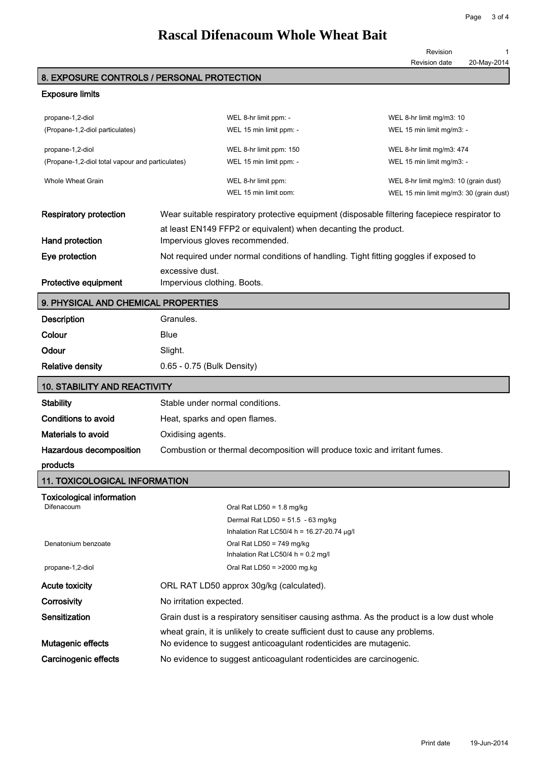## 8. EXPOSURE CONTROLS / PERSONAL PROTECTION

### Exposure limits

| | | |
|---|---|---|
| propane-1,2-diol<br>(Propane-1,2-diol particulates) | WEL 8-hr limit ppm: -<br>WEL 15 min limit ppm: - | WEL 8-hr limit mg/m3: 10<br>WEL 15 min limit mg/m3: - |
| propane-1,2-diol<br>(Propane-1,2-diol total vapour and particulates) | WEL 8-hr limit ppm: 150<br>WEL 15 min limit ppm: - | WEL 8-hr limit mg/m3: 474<br>WEL 15 min limit mg/m3: - |
| Whole Wheat Grain | WEL 8-hr limit ppm:<br>WEL 15 min limit ppm: | WEL 8-hr limit mg/m3: 10 (grain dust)<br>WEL 15 min limit mg/m3: 30 (grain dust) |

**Respiratory protection** Wear suitable respiratory protective equipment (disposable filtering facepiece respirator to at least EN149 FFP2 or equivalent) when decanting the product.

**Hand protection** Impervious gloves recommended.

**Eye protection** Not required under normal conditions of handling. Tight fitting goggles if exposed to excessive dust.

**Protective equipment** Impervious clothing. Boots.

## 9. PHYSICAL AND CHEMICAL PROPERTIES

**Description** Granules.

**Colour** Blue

**Odour** Slight.

**Relative density** 0.65 - 0.75 (Bulk Density)

## 10. STABILITY AND REACTIVITY

**Stability** Stable under normal conditions.

**Conditions to avoid** Heat, sparks and open flames.

**Materials to avoid** Oxidising agents.

**Hazardous decomposition products** Combustion or thermal decomposition will produce toxic and irritant fumes.

## 11. TOXICOLOGICAL INFORMATION

### Toxicological information

| | |
|---|---|
| Difenacoum | Oral Rat LD50 = 1.8 mg/kg<br>Dermal Rat LD50 = 51.5 - 63 mg/kg<br>Inhalation Rat LC50/4 h = 16.27-20.74 µg/l |
| Denatonium benzoate | Oral Rat LD50 = 749 mg/kg<br>Inhalation Rat LC50/4 h = 0.2 mg/l |
| propane-1,2-diol | Oral Rat LD50 = >2000 mg.kg |

**Acute toxicity** ORL RAT LD50 approx 30g/kg (calculated).

**Corrosivity** No irritation expected.

**Sensitization** Grain dust is a respiratory sensitiser causing asthma. As the product is a low dust whole wheat grain, it is unlikely to create sufficient dust to cause any problems.

**Mutagenic effects** No evidence to suggest anticoagulant rodenticides are mutagenic.

**Carcinogenic effects** No evidence to suggest anticoagulant rodenticides are carcinogenic.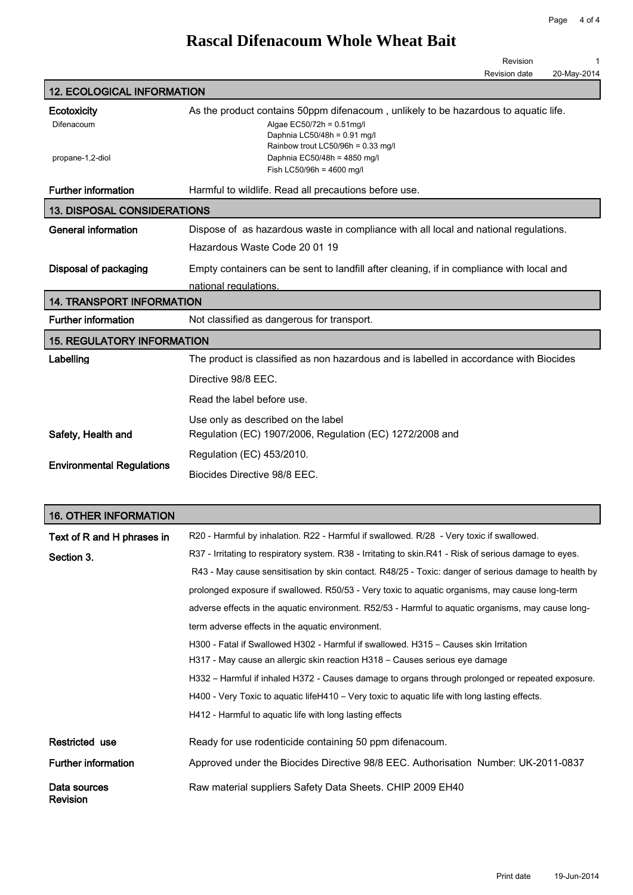# Rascal Difenacoum Whole Wheat Bait

Revision 1
Revision date 20-May-2014

## 12. ECOLOGICAL INFORMATION

**Ecotoxicity** As the product contains 50ppm difenacoum , unlikely to be hazardous to aquatic life.

Difenacoum
- Algae EC50/72h = 0.51mg/l
- Daphnia LC50/48h = 0.91 mg/l
- Rainbow trout LC50/96h = 0.33 mg/l

propane-1,2-diol
- Daphnia EC50/48h = 4850 mg/l
- Fish LC50/96h = 4600 mg/l

**Further information** Harmful to wildlife. Read all precautions before use.

## 13. DISPOSAL CONSIDERATIONS

**General information** Dispose of as hazardous waste in compliance with all local and national regulations.

Hazardous Waste Code 20 01 19

**Disposal of packaging** Empty containers can be sent to landfill after cleaning, if in compliance with local and national regulations.

## 14. TRANSPORT INFORMATION

**Further information** Not classified as dangerous for transport.

## 15. REGULATORY INFORMATION

**Labelling** The product is classified as non hazardous and is labelled in accordance with Biocides Directive 98/8 EEC.

Read the label before use.

Use only as described on the label

**Safety, Health and Environmental Regulations** Regulation (EC) 1907/2006, Regulation (EC) 1272/2008 and Regulation (EC) 453/2010.

Biocides Directive 98/8 EEC.

## 16. OTHER INFORMATION

**Text of R and H phrases in Section 3.**

R20 - Harmful by inhalation. R22 - Harmful if swallowed. R/28 - Very toxic if swallowed.
R37 - Irritating to respiratory system. R38 - Irritating to skin.R41 - Risk of serious damage to eyes.
R43 - May cause sensitisation by skin contact. R48/25 - Toxic: danger of serious damage to health by prolonged exposure if swallowed. R50/53 - Very toxic to aquatic organisms, may cause long-term adverse effects in the aquatic environment. R52/53 - Harmful to aquatic organisms, may cause long-term adverse effects in the aquatic environment.

H300 - Fatal if Swallowed H302 - Harmful if swallowed. H315 – Causes skin Irritation
H317 - May cause an allergic skin reaction H318 – Causes serious eye damage
H332 – Harmful if inhaled H372 - Causes damage to organs through prolonged or repeated exposure.
H400 - Very Toxic to aquatic lifeH410 – Very toxic to aquatic life with long lasting effects.
H412 - Harmful to aquatic life with long lasting effects

**Restricted use** Ready for use rodenticide containing 50 ppm difenacoum.

**Further information** Approved under the Biocides Directive 98/8 EEC. Authorisation Number: UK-2011-0837

**Data sources** Raw material suppliers Safety Data Sheets. CHIP 2009 EH40

**Revision**

Print date 19-Jun-2014